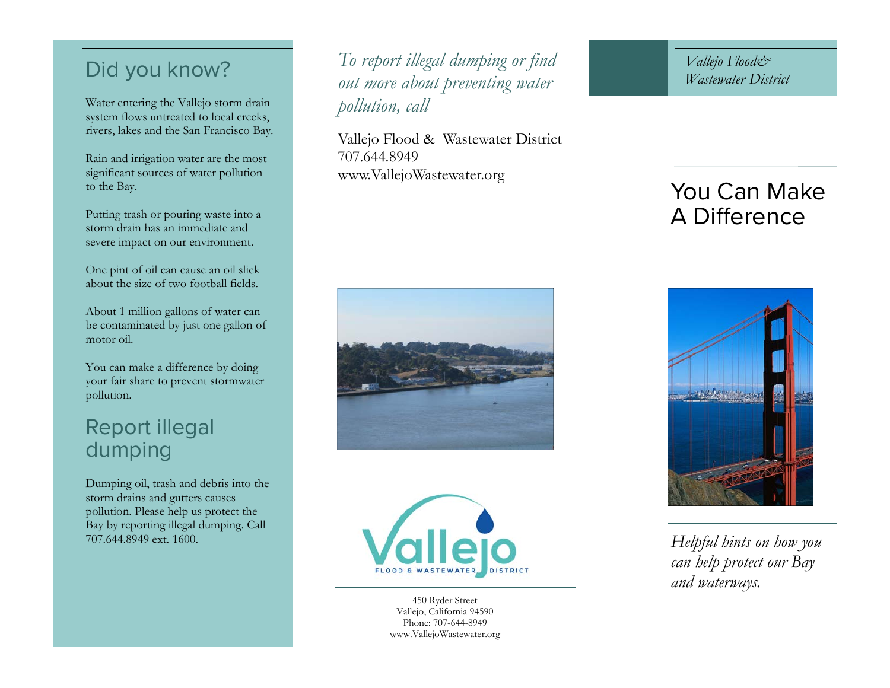## Did you know?

Water entering the Vallejo storm drain system flows untreated to local creeks, rivers, lakes and the San Francisco Bay.

Rain and irrigation water are the most significant sources of water pollution to the Bay.

Putting trash or pouring waste into a storm drain has an immediate and severe impact on our environment.

One pint of oil can cause an oil slick about the size of two football fields.

About 1 million gallons of water can be contaminated by just one gallon of motor oil.

You can make a difference by doing your fair share to prevent stormwater pollution.

## Report illegal dumping

Dumping oil, trash and debris into the storm drains and gutters causes pollution. Please help us protect the Bay by reporting illegal dumping. Call 707.644.8949 ext. 1600.

*To report illegal dumping or find out more about preventing water pollution, call*

Vallejo Flood & Wastewater District
707.644.8949
www.VallejoWastewater.org

Vallejo FLOOD & WASTEWATER DISTRICT

450 Ryder Street
Vallejo, California 94590
Phone: 707-644-8949
www.VallejoWastewater.org

*Vallejo Flood& Wastewater District*

# You Can Make A Difference

*Helpful hints on how you can help protect our Bay and waterways.*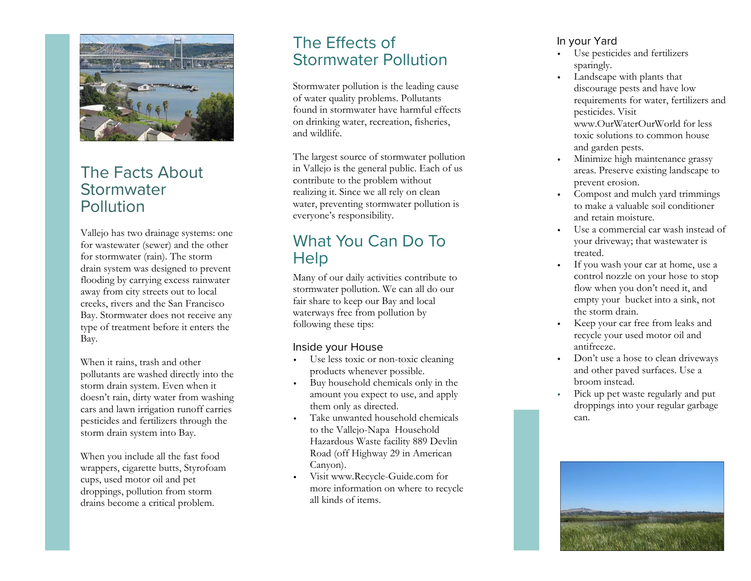## The Facts About Stormwater Pollution

Vallejo has two drainage systems: one for wastewater (sewer) and the other for stormwater (rain). The storm drain system was designed to prevent flooding by carrying excess rainwater away from city streets out to local creeks, rivers and the San Francisco Bay. Stormwater does not receive any type of treatment before it enters the Bay.

When it rains, trash and other pollutants are washed directly into the storm drain system. Even when it doesn't rain, dirty water from washing cars and lawn irrigation runoff carries pesticides and fertilizers through the storm drain system into Bay.

When you include all the fast food wrappers, cigarette butts, Styrofoam cups, used motor oil and pet droppings, pollution from storm drains become a critical problem.

## The Effects of Stormwater Pollution

Stormwater pollution is the leading cause of water quality problems. Pollutants found in stormwater have harmful effects on drinking water, recreation, fisheries, and wildlife.

The largest source of stormwater pollution in Vallejo is the general public. Each of us contribute to the problem without realizing it. Since we all rely on clean water, preventing stormwater pollution is everyone's responsibility.

## What You Can Do To Help

Many of our daily activities contribute to stormwater pollution. We can all do our fair share to keep our Bay and local waterways free from pollution by following these tips:

### Inside your House

- Use less toxic or non-toxic cleaning products whenever possible.
- Buy household chemicals only in the amount you expect to use, and apply them only as directed.
- Take unwanted household chemicals to the Vallejo-Napa Household Hazardous Waste facility 889 Devlin Road (off Highway 29 in American Canyon).
- Visit www.Recycle-Guide.com for more information on where to recycle all kinds of items.

### In your Yard

- Use pesticides and fertilizers sparingly.
- Landscape with plants that discourage pests and have low requirements for water, fertilizers and pesticides. Visit www.OurWaterOurWorld for less toxic solutions to common house and garden pests.
- Minimize high maintenance grassy areas. Preserve existing landscape to prevent erosion.
- Compost and mulch yard trimmings to make a valuable soil conditioner and retain moisture.
- Use a commercial car wash instead of your driveway; that wastewater is treated.
- If you wash your car at home, use a control nozzle on your hose to stop flow when you don't need it, and empty your bucket into a sink, not the storm drain.
- Keep your car free from leaks and recycle your used motor oil and antifreeze.
- Don't use a hose to clean driveways and other paved surfaces. Use a broom instead.
- Pick up pet waste regularly and put droppings into your regular garbage can.